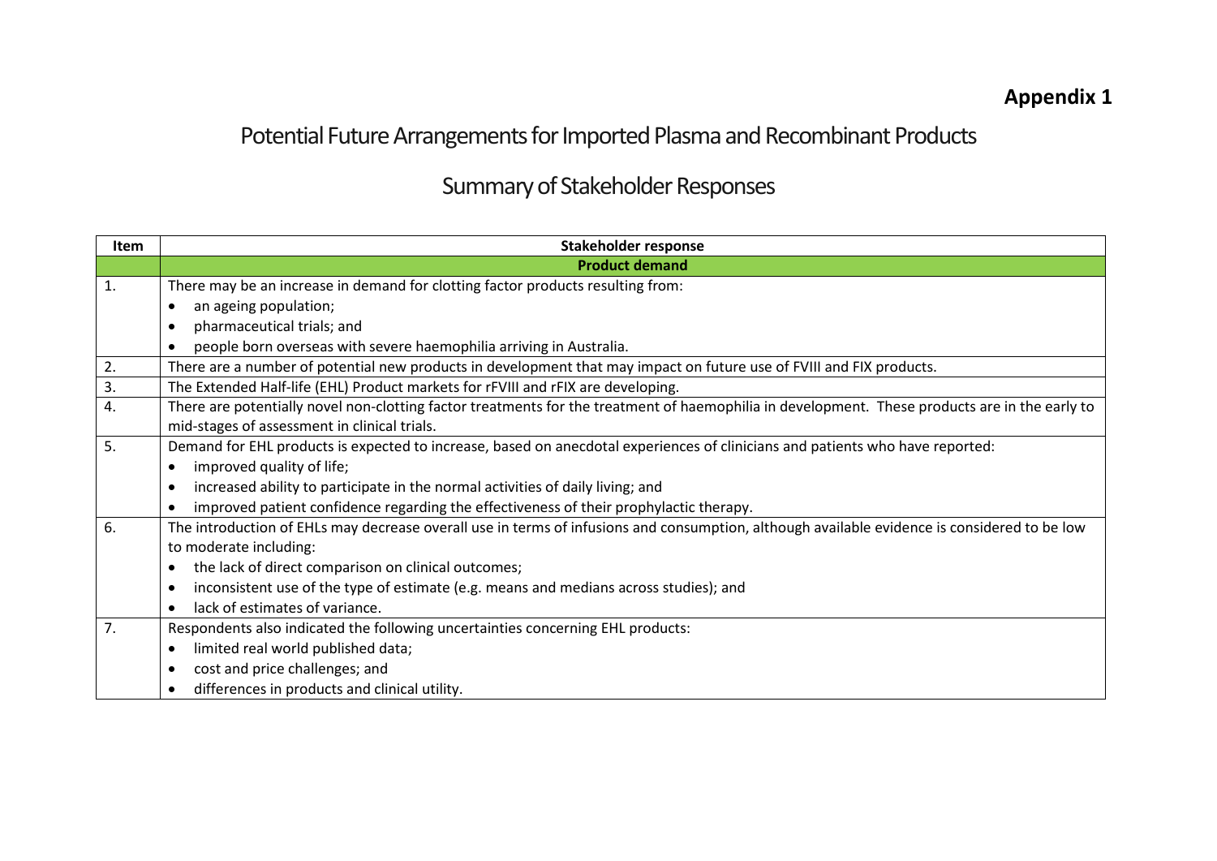**Appendix 1**

# Potential Future Arrangements for Imported Plasma and Recombinant Products

## Summary of Stakeholder Responses

| Item | Stakeholder response |
| --- | --- |
| | **Product demand** |
| 1. | There may be an increase in demand for clotting factor products resulting from:<br>• an ageing population;<br>• pharmaceutical trials; and<br>• people born overseas with severe haemophilia arriving in Australia. |
| 2. | There are a number of potential new products in development that may impact on future use of FVIII and FIX products. |
| 3. | The Extended Half-life (EHL) Product markets for rFVIII and rFIX are developing. |
| 4. | There are potentially novel non-clotting factor treatments for the treatment of haemophilia in development. These products are in the early to mid-stages of assessment in clinical trials. |
| 5. | Demand for EHL products is expected to increase, based on anecdotal experiences of clinicians and patients who have reported:<br>• improved quality of life;<br>• increased ability to participate in the normal activities of daily living; and<br>• improved patient confidence regarding the effectiveness of their prophylactic therapy. |
| 6. | The introduction of EHLs may decrease overall use in terms of infusions and consumption, although available evidence is considered to be low to moderate including:<br>• the lack of direct comparison on clinical outcomes;<br>• inconsistent use of the type of estimate (e.g. means and medians across studies); and<br>• lack of estimates of variance. |
| 7. | Respondents also indicated the following uncertainties concerning EHL products:<br>• limited real world published data;<br>• cost and price challenges; and<br>• differences in products and clinical utility. |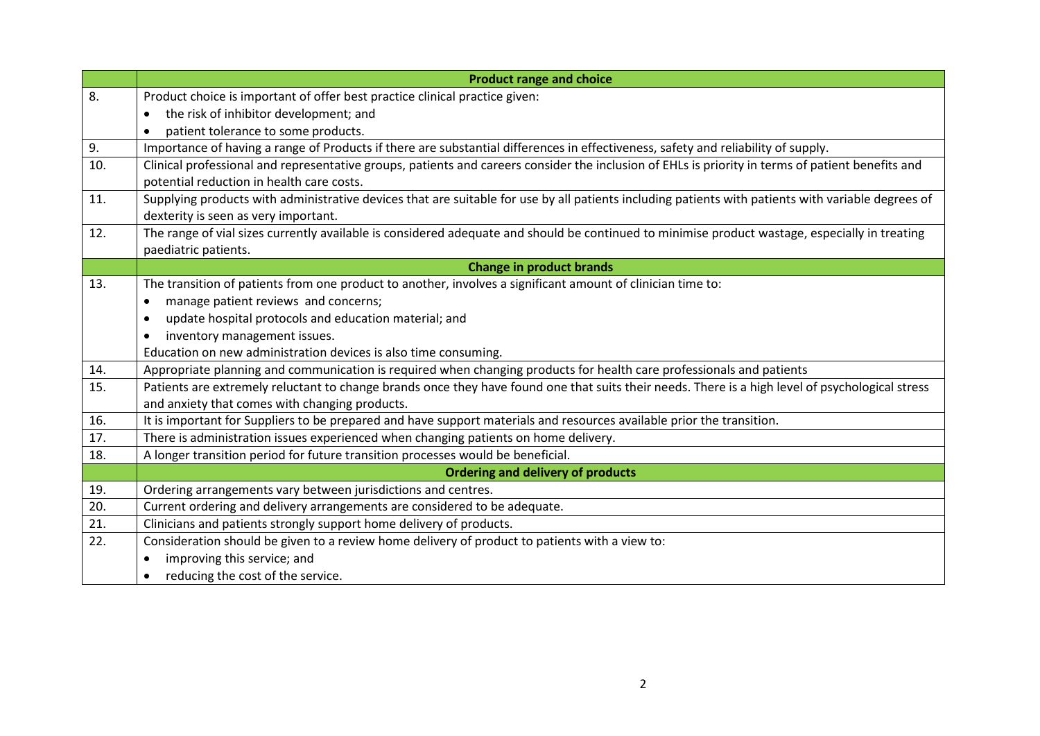| | **Product range and choice** |
|---|---|
| 8. | Product choice is important of offer best practice clinical practice given:<br>• the risk of inhibitor development; and<br>• patient tolerance to some products. |
| 9. | Importance of having a range of Products if there are substantial differences in effectiveness, safety and reliability of supply. |
| 10. | Clinical professional and representative groups, patients and careers consider the inclusion of EHLs is priority in terms of patient benefits and potential reduction in health care costs. |
| 11. | Supplying products with administrative devices that are suitable for use by all patients including patients with patients with variable degrees of dexterity is seen as very important. |
| 12. | The range of vial sizes currently available is considered adequate and should be continued to minimise product wastage, especially in treating paediatric patients. |
| | **Change in product brands** |
| 13. | The transition of patients from one product to another, involves a significant amount of clinician time to:<br>• manage patient reviews and concerns;<br>• update hospital protocols and education material; and<br>• inventory management issues.<br>Education on new administration devices is also time consuming. |
| 14. | Appropriate planning and communication is required when changing products for health care professionals and patients |
| 15. | Patients are extremely reluctant to change brands once they have found one that suits their needs. There is a high level of psychological stress and anxiety that comes with changing products. |
| 16. | It is important for Suppliers to be prepared and have support materials and resources available prior the transition. |
| 17. | There is administration issues experienced when changing patients on home delivery. |
| 18. | A longer transition period for future transition processes would be beneficial. |
| | **Ordering and delivery of products** |
| 19. | Ordering arrangements vary between jurisdictions and centres. |
| 20. | Current ordering and delivery arrangements are considered to be adequate. |
| 21. | Clinicians and patients strongly support home delivery of products. |
| 22. | Consideration should be given to a review home delivery of product to patients with a view to:<br>• improving this service; and<br>• reducing the cost of the service. |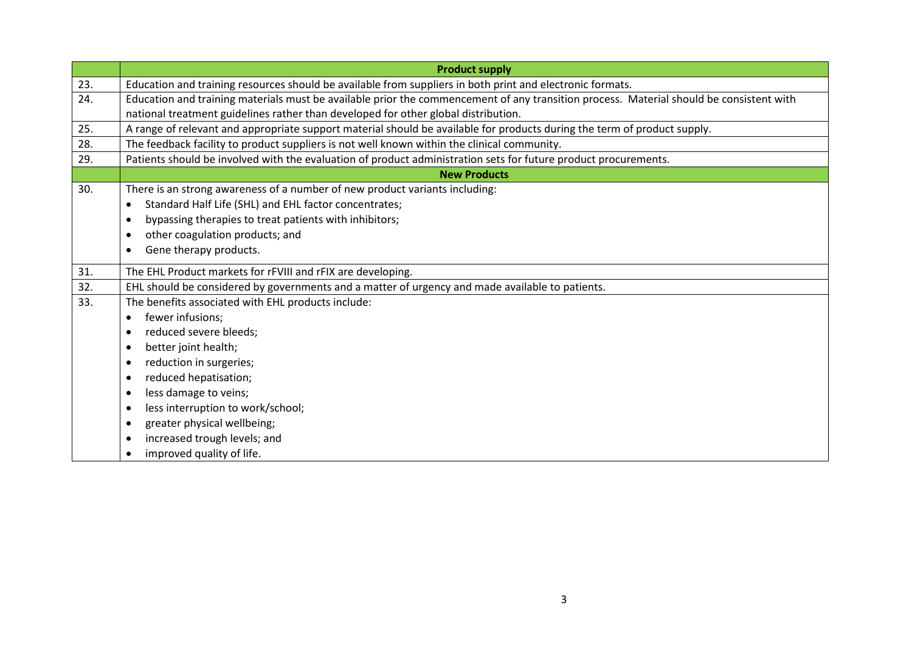| | **Product supply** |
|---|---|
| 23. | Education and training resources should be available from suppliers in both print and electronic formats. |
| 24. | Education and training materials must be available prior the commencement of any transition process. Material should be consistent with national treatment guidelines rather than developed for other global distribution. |
| 25. | A range of relevant and appropriate support material should be available for products during the term of product supply. |
| 28. | The feedback facility to product suppliers is not well known within the clinical community. |
| 29. | Patients should be involved with the evaluation of product administration sets for future product procurements. |
| | **New Products** |
| 30. | There is an strong awareness of a number of new product variants including: <br>• Standard Half Life (SHL) and EHL factor concentrates; <br>• bypassing therapies to treat patients with inhibitors; <br>• other coagulation products; and <br>• Gene therapy products. |
| 31. | The EHL Product markets for rFVIII and rFIX are developing. |
| 32. | EHL should be considered by governments and a matter of urgency and made available to patients. |
| 33. | The benefits associated with EHL products include: <br>• fewer infusions; <br>• reduced severe bleeds; <br>• better joint health; <br>• reduction in surgeries; <br>• reduced hepatisation; <br>• less damage to veins; <br>• less interruption to work/school; <br>• greater physical wellbeing; <br>• increased trough levels; and <br>• improved quality of life. |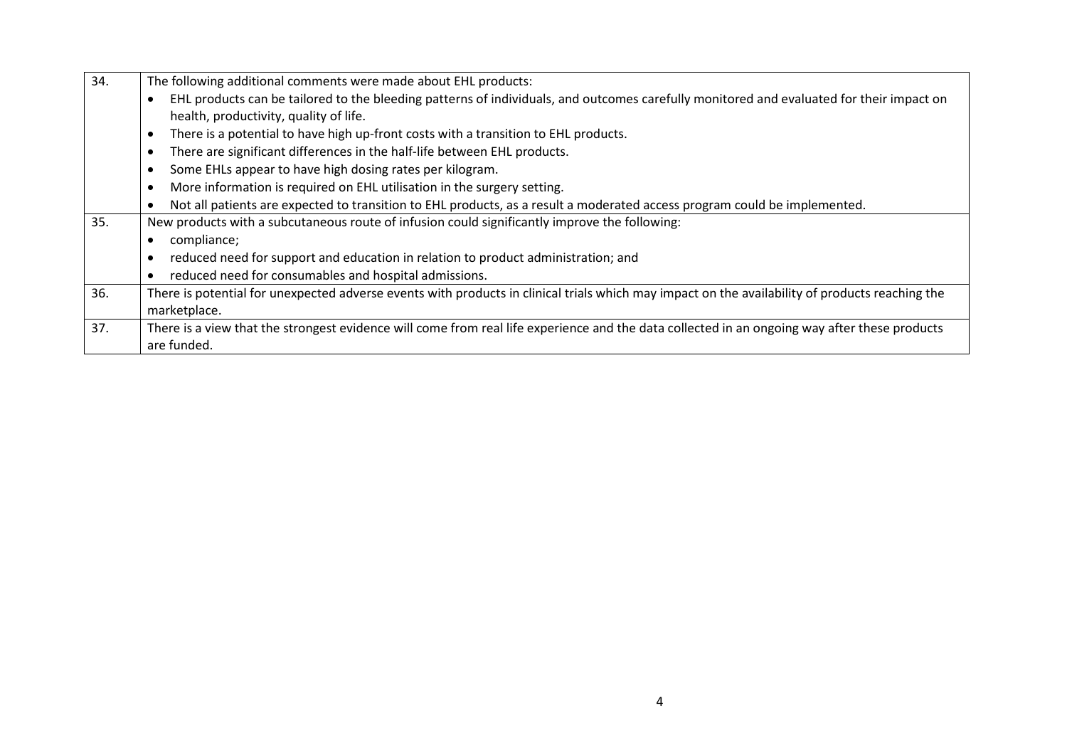| | |
|---|---|
| 34. | The following additional comments were made about EHL products:<br>• EHL products can be tailored to the bleeding patterns of individuals, and outcomes carefully monitored and evaluated for their impact on health, productivity, quality of life.<br>• There is a potential to have high up-front costs with a transition to EHL products.<br>• There are significant differences in the half-life between EHL products.<br>• Some EHLs appear to have high dosing rates per kilogram.<br>• More information is required on EHL utilisation in the surgery setting.<br>• Not all patients are expected to transition to EHL products, as a result a moderated access program could be implemented. |
| 35. | New products with a subcutaneous route of infusion could significantly improve the following:<br>• compliance;<br>• reduced need for support and education in relation to product administration; and<br>• reduced need for consumables and hospital admissions. |
| 36. | There is potential for unexpected adverse events with products in clinical trials which may impact on the availability of products reaching the marketplace. |
| 37. | There is a view that the strongest evidence will come from real life experience and the data collected in an ongoing way after these products are funded. |